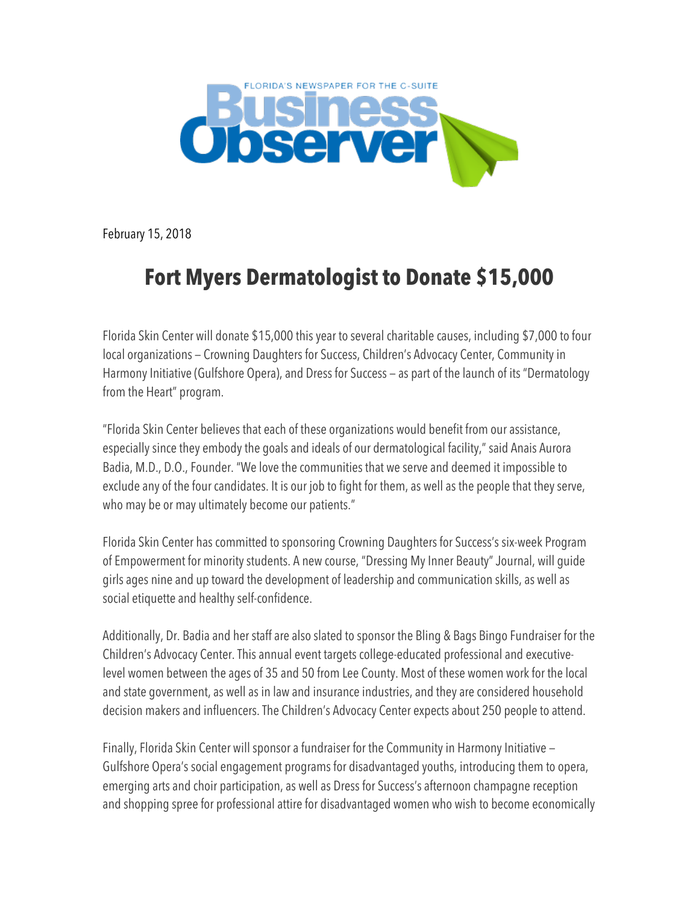Business Observer — FLORIDA'S NEWSPAPER FOR THE C-SUITE

February 15, 2018

# Fort Myers Dermatologist to Donate $15,000

Florida Skin Center will donate $15,000 this year to several charitable causes, including $7,000 to four local organizations – Crowning Daughters for Success, Children's Advocacy Center, Community in Harmony Initiative (Gulfshore Opera), and Dress for Success – as part of the launch of its "Dermatology from the Heart" program.

"Florida Skin Center believes that each of these organizations would benefit from our assistance, especially since they embody the goals and ideals of our dermatological facility," said Anais Aurora Badia, M.D., D.O., Founder. "We love the communities that we serve and deemed it impossible to exclude any of the four candidates. It is our job to fight for them, as well as the people that they serve, who may be or may ultimately become our patients."

Florida Skin Center has committed to sponsoring Crowning Daughters for Success's six-week Program of Empowerment for minority students. A new course, "Dressing My Inner Beauty" Journal, will guide girls ages nine and up toward the development of leadership and communication skills, as well as social etiquette and healthy self-confidence.

Additionally, Dr. Badia and her staff are also slated to sponsor the Bling & Bags Bingo Fundraiser for the Children's Advocacy Center. This annual event targets college-educated professional and executive-level women between the ages of 35 and 50 from Lee County. Most of these women work for the local and state government, as well as in law and insurance industries, and they are considered household decision makers and influencers. The Children's Advocacy Center expects about 250 people to attend.

Finally, Florida Skin Center will sponsor a fundraiser for the Community in Harmony Initiative – Gulfshore Opera's social engagement programs for disadvantaged youths, introducing them to opera, emerging arts and choir participation, as well as Dress for Success's afternoon champagne reception and shopping spree for professional attire for disadvantaged women who wish to become economically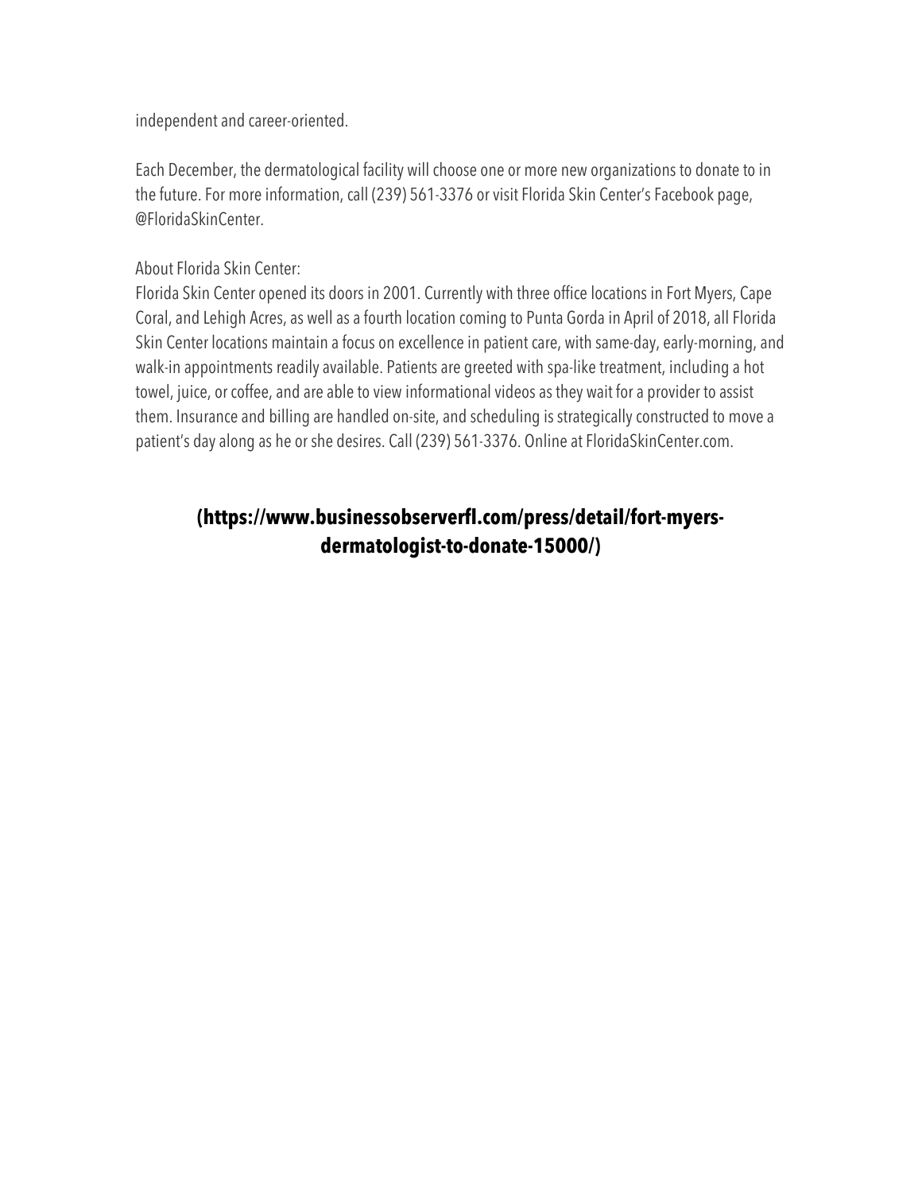independent and career-oriented.

Each December, the dermatological facility will choose one or more new organizations to donate to in the future. For more information, call (239) 561-3376 or visit Florida Skin Center's Facebook page, @FloridaSkinCenter.

About Florida Skin Center:
Florida Skin Center opened its doors in 2001. Currently with three office locations in Fort Myers, Cape Coral, and Lehigh Acres, as well as a fourth location coming to Punta Gorda in April of 2018, all Florida Skin Center locations maintain a focus on excellence in patient care, with same-day, early-morning, and walk-in appointments readily available. Patients are greeted with spa-like treatment, including a hot towel, juice, or coffee, and are able to view informational videos as they wait for a provider to assist them. Insurance and billing are handled on-site, and scheduling is strategically constructed to move a patient's day along as he or she desires. Call (239) 561-3376. Online at FloridaSkinCenter.com.

**(https://www.businessobserverfl.com/press/detail/fort-myers-dermatologist-to-donate-15000/)**